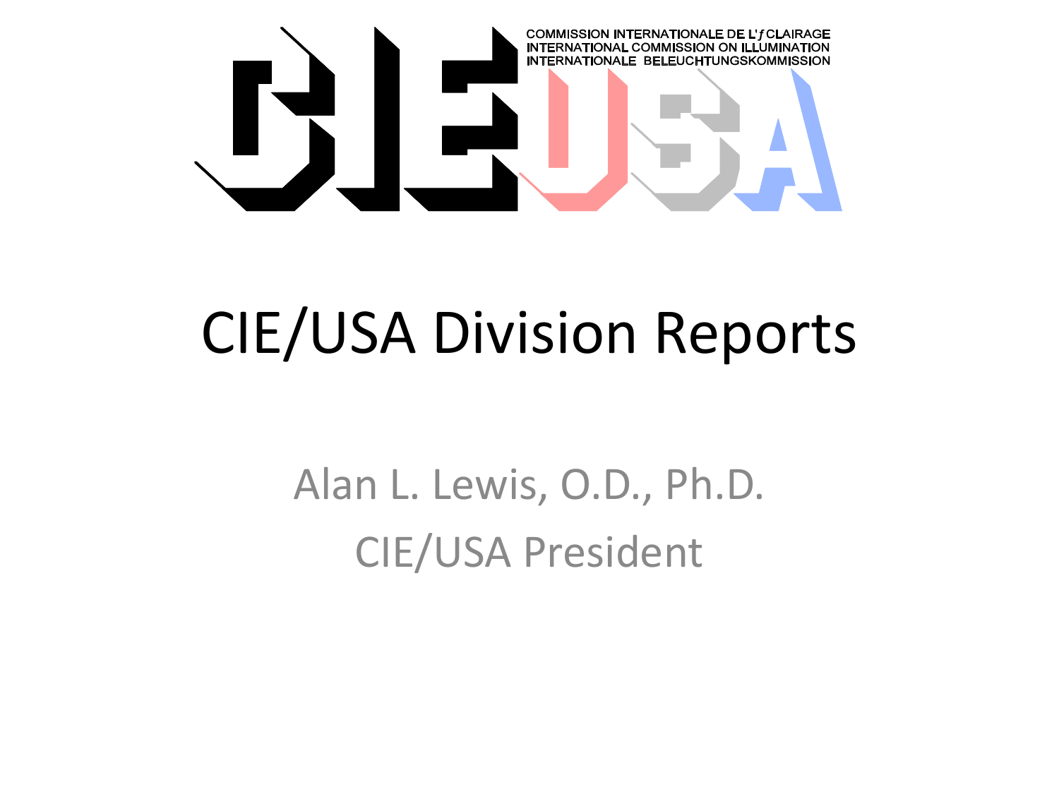COMMISSION INTERNATIONALE DE L'ƒCLAIRAGE
INTERNATIONAL COMMISSION ON ILLUMINATION
INTERNATIONALE BELEUCHTUNGSKOMMISSION

# CIE/USA Division Reports

Alan L. Lewis, O.D., Ph.D.

CIE/USA President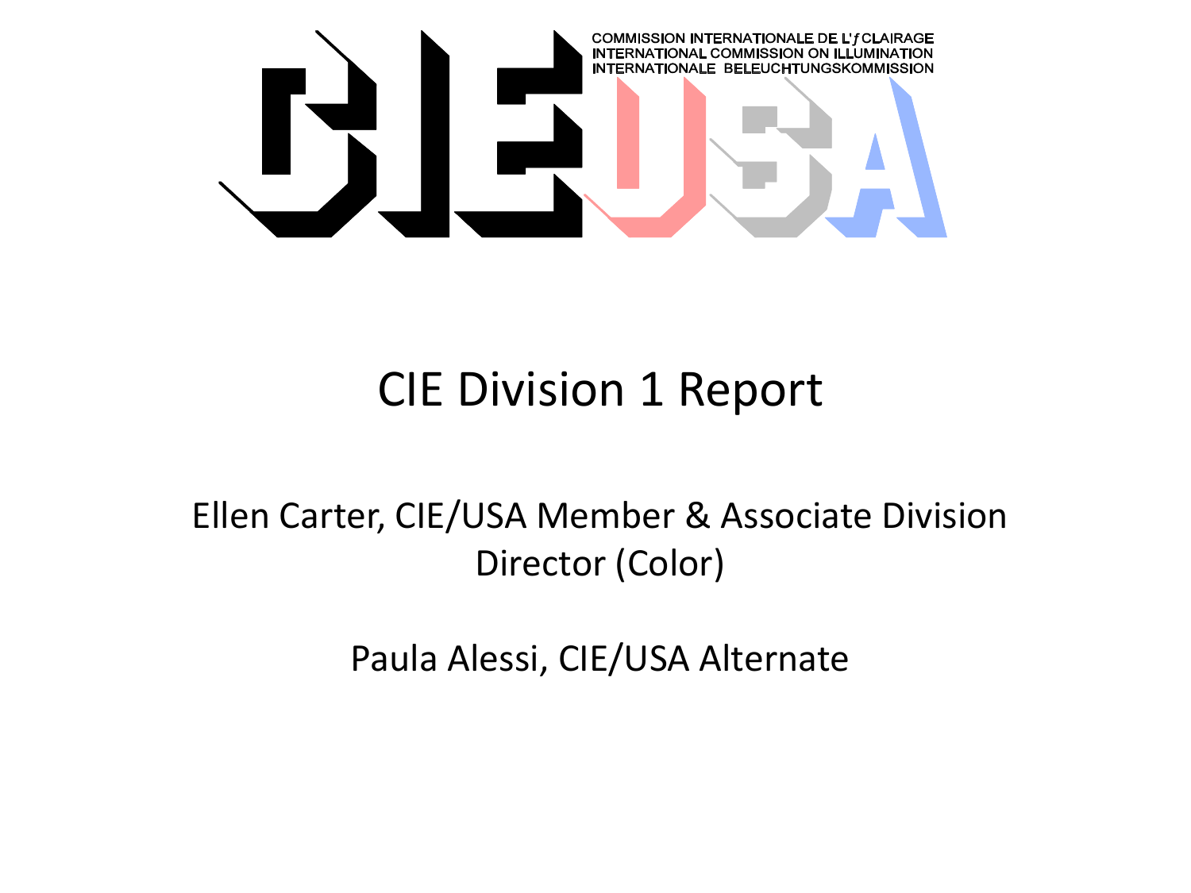COMMISSION INTERNATIONALE DE L'ƒCLAIRAGE
INTERNATIONAL COMMISSION ON ILLUMINATION
INTERNATIONALE BELEUCHTUNGSKOMMISSION

# CIE Division 1 Report

Ellen Carter, CIE/USA Member & Associate Division Director (Color)

Paula Alessi, CIE/USA Alternate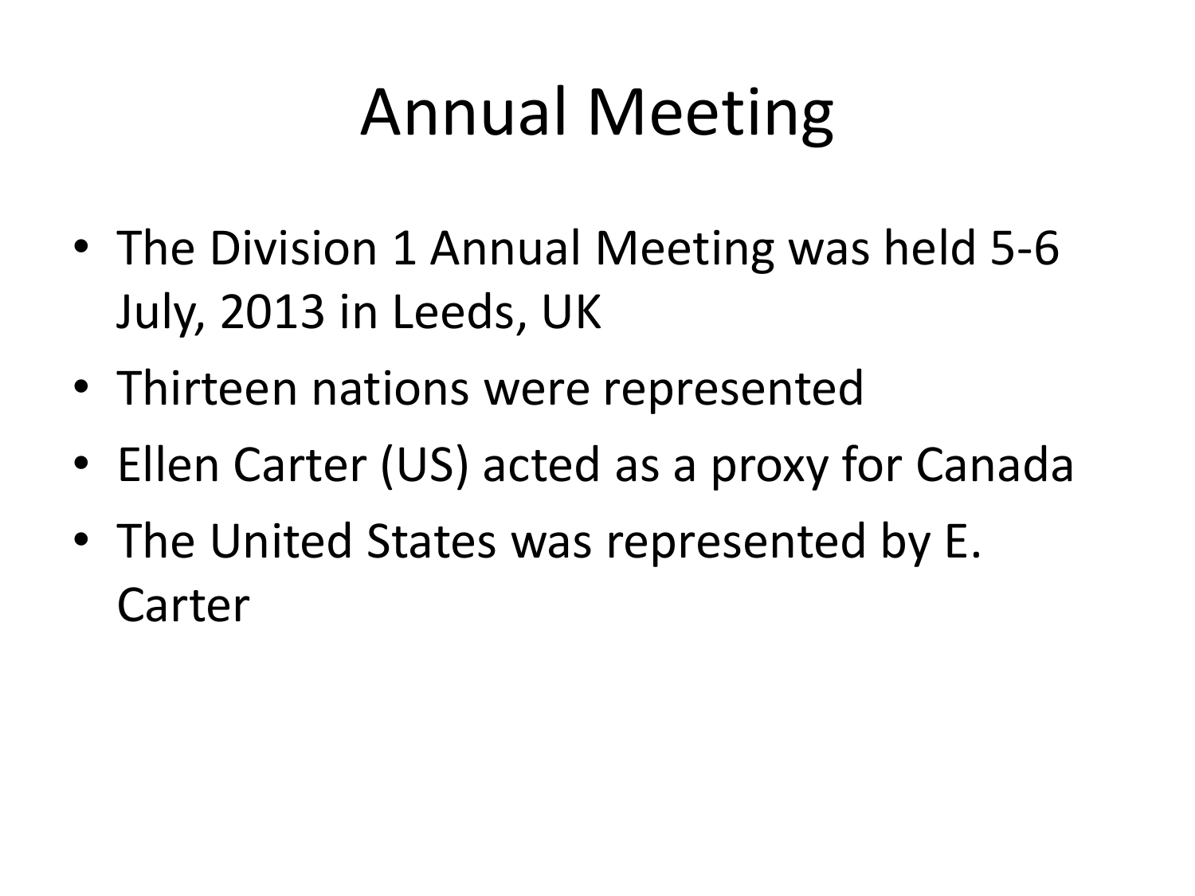# Annual Meeting

- The Division 1 Annual Meeting was held 5-6 July, 2013 in Leeds, UK
- Thirteen nations were represented
- Ellen Carter (US) acted as a proxy for Canada
- The United States was represented by E. Carter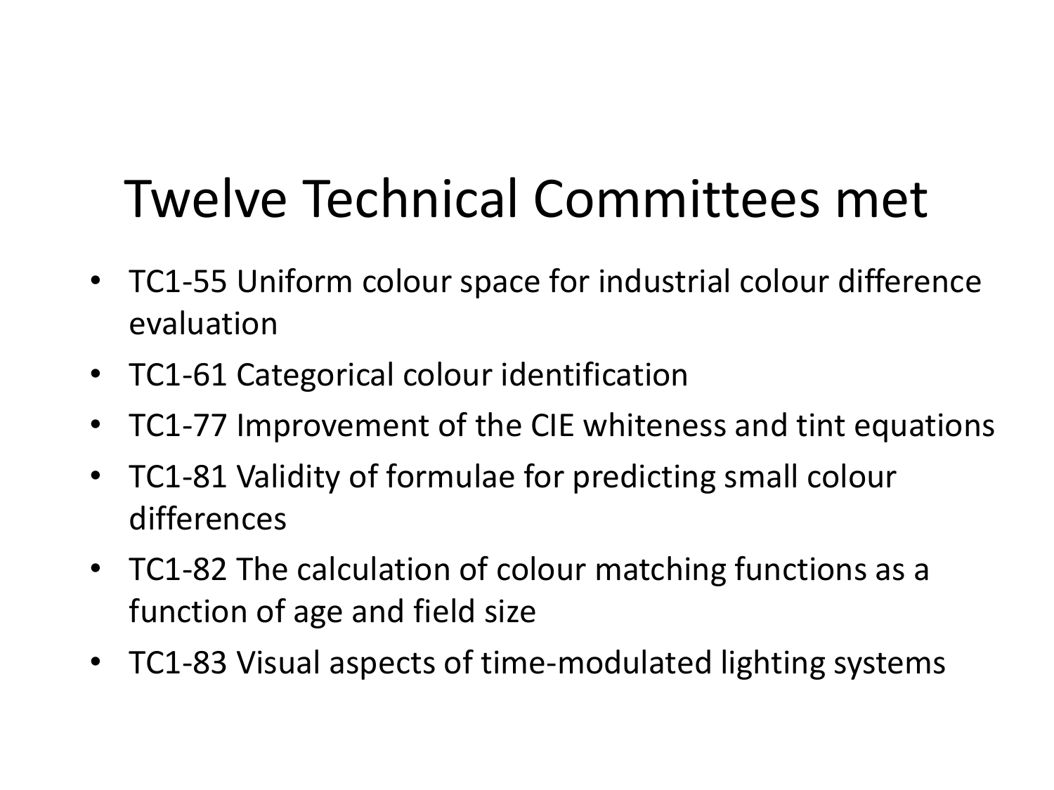# Twelve Technical Committees met

- TC1-55 Uniform colour space for industrial colour difference evaluation
- TC1-61 Categorical colour identification
- TC1-77 Improvement of the CIE whiteness and tint equations
- TC1-81 Validity of formulae for predicting small colour differences
- TC1-82 The calculation of colour matching functions as a function of age and field size
- TC1-83 Visual aspects of time-modulated lighting systems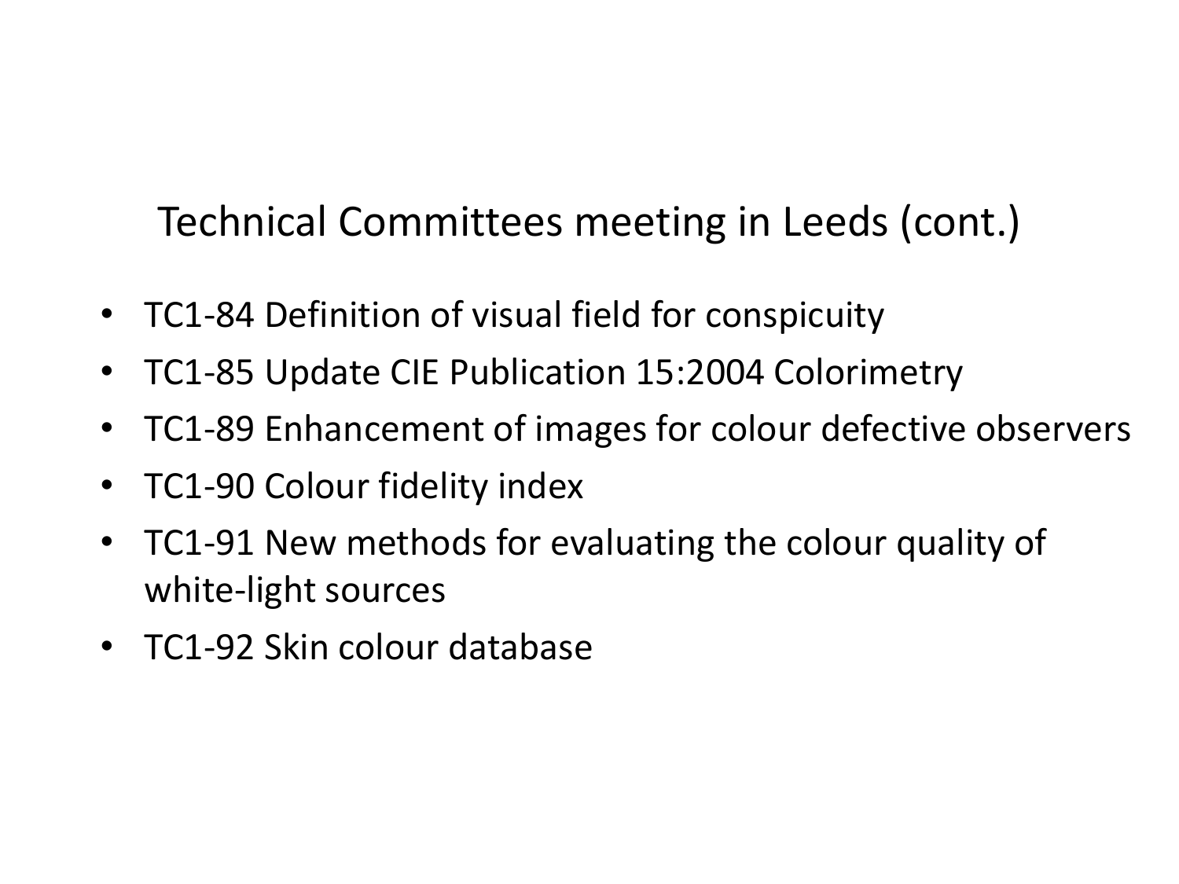# Technical Committees meeting in Leeds (cont.)

- TC1-84 Definition of visual field for conspicuity
- TC1-85 Update CIE Publication 15:2004 Colorimetry
- TC1-89 Enhancement of images for colour defective observers
- TC1-90 Colour fidelity index
- TC1-91 New methods for evaluating the colour quality of white-light sources
- TC1-92 Skin colour database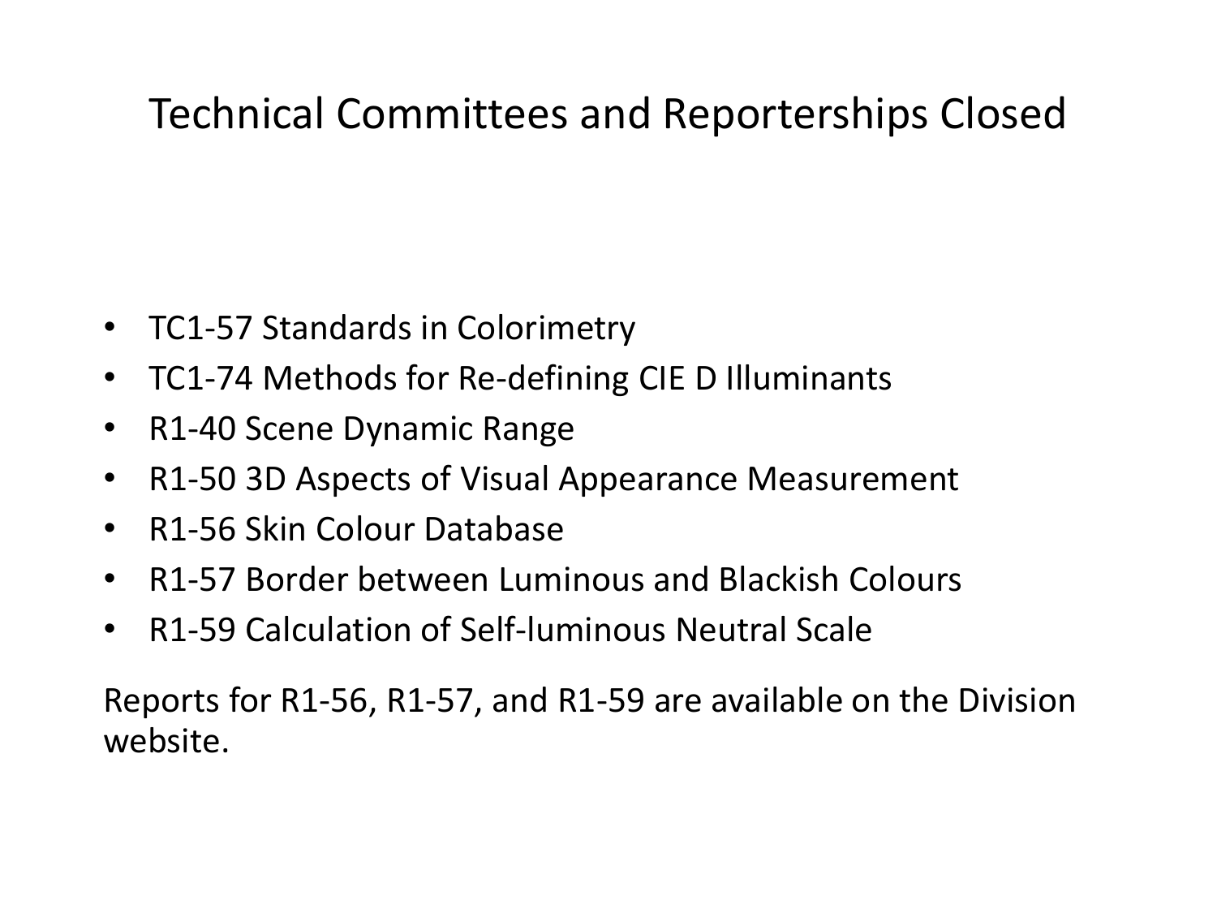# Technical Committees and Reporterships Closed

- TC1-57 Standards in Colorimetry
- TC1-74 Methods for Re-defining CIE D Illuminants
- R1-40 Scene Dynamic Range
- R1-50 3D Aspects of Visual Appearance Measurement
- R1-56 Skin Colour Database
- R1-57 Border between Luminous and Blackish Colours
- R1-59 Calculation of Self-luminous Neutral Scale

Reports for R1-56, R1-57, and R1-59 are available on the Division website.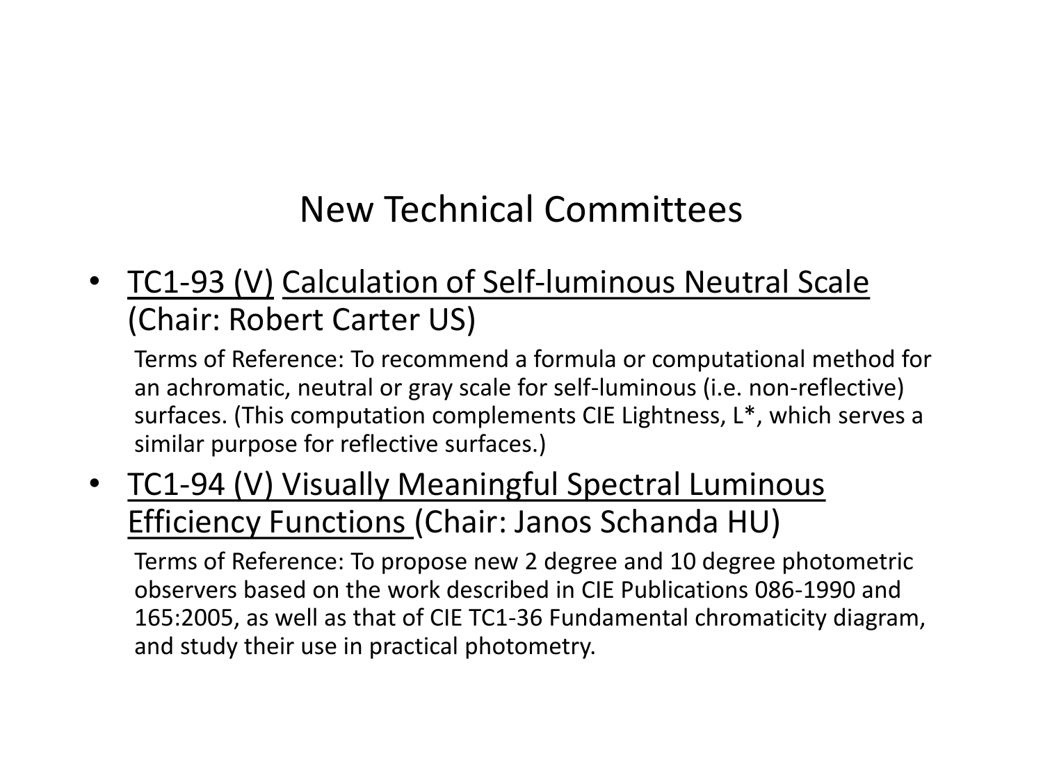# New Technical Committees

- TC1-93 (V) Calculation of Self-luminous Neutral Scale (Chair: Robert Carter US)

  Terms of Reference: To recommend a formula or computational method for an achromatic, neutral or gray scale for self-luminous (i.e. non-reflective) surfaces. (This computation complements CIE Lightness, $L^*$, which serves a similar purpose for reflective surfaces.)

- TC1-94 (V) Visually Meaningful Spectral Luminous Efficiency Functions (Chair: Janos Schanda HU)

  Terms of Reference: To propose new 2 degree and 10 degree photometric observers based on the work described in CIE Publications 086-1990 and 165:2005, as well as that of CIE TC1-36 Fundamental chromaticity diagram, and study their use in practical photometry.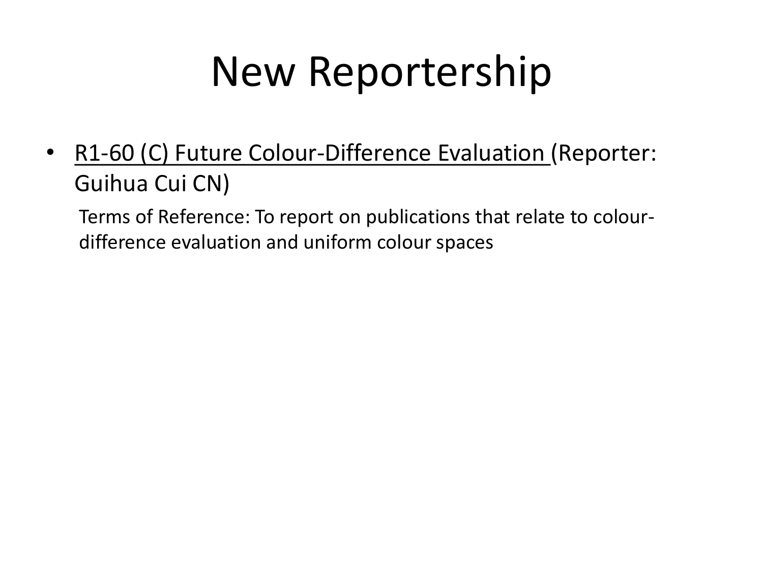# New Reportership

- R1-60 (C) Future Colour-Difference Evaluation (Reporter: Guihua Cui CN)

  Terms of Reference: To report on publications that relate to colour-difference evaluation and uniform colour spaces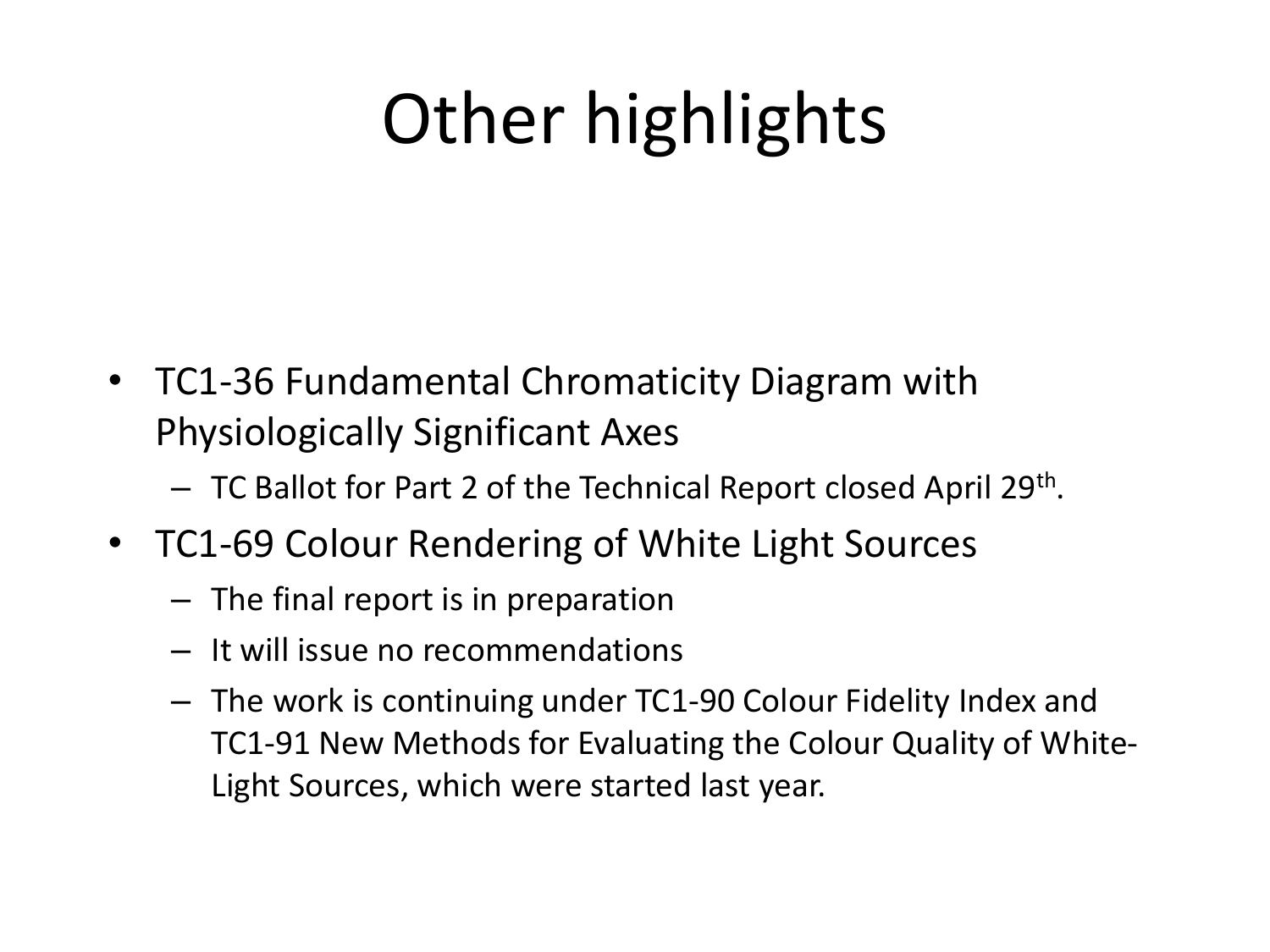# Other highlights

- TC1-36 Fundamental Chromaticity Diagram with Physiologically Significant Axes
  - TC Ballot for Part 2 of the Technical Report closed April 29th.
- TC1-69 Colour Rendering of White Light Sources
  - The final report is in preparation
  - It will issue no recommendations
  - The work is continuing under TC1-90 Colour Fidelity Index and TC1-91 New Methods for Evaluating the Colour Quality of White-Light Sources, which were started last year.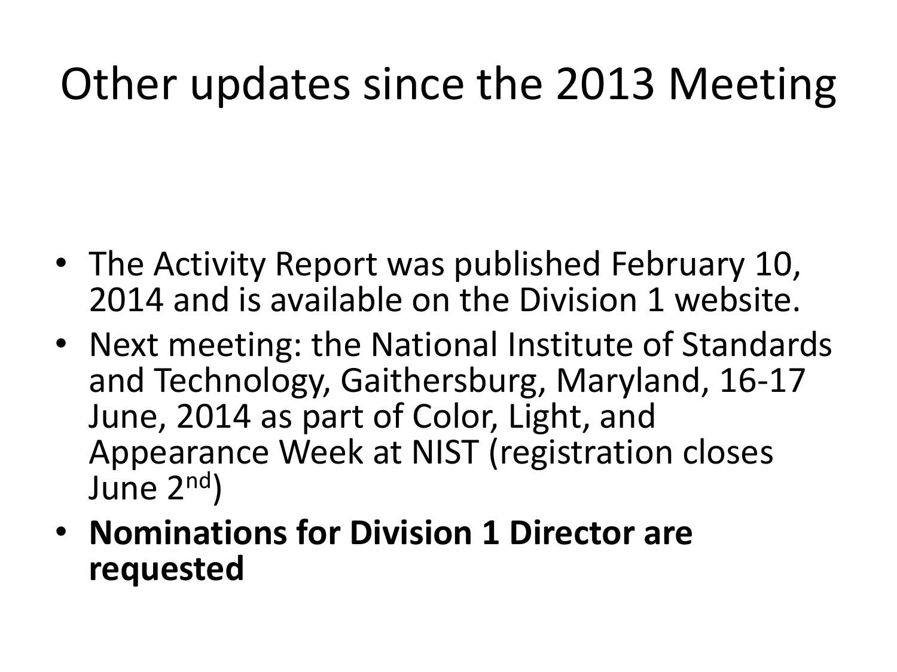# Other updates since the 2013 Meeting

- The Activity Report was published February 10, 2014 and is available on the Division 1 website.
- Next meeting: the National Institute of Standards and Technology, Gaithersburg, Maryland, 16-17 June, 2014 as part of Color, Light, and Appearance Week at NIST (registration closes June 2nd)
- **Nominations for Division 1 Director are requested**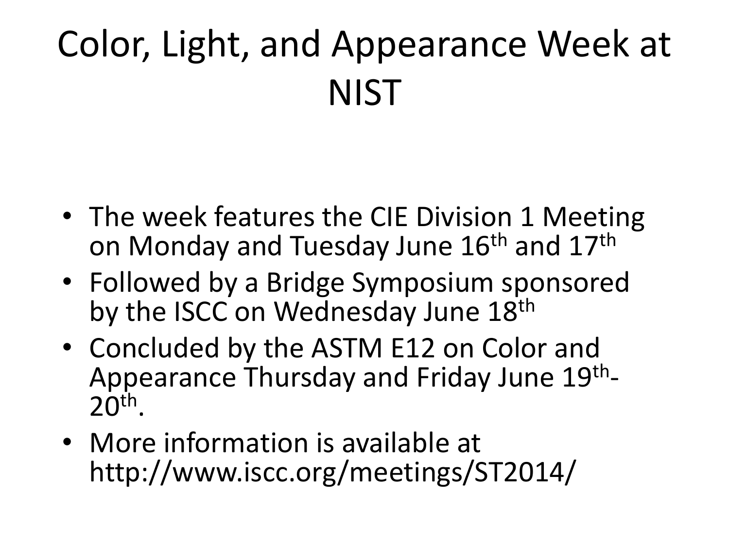# Color, Light, and Appearance Week at NIST

- The week features the CIE Division 1 Meeting on Monday and Tuesday June 16th and 17th
- Followed by a Bridge Symposium sponsored by the ISCC on Wednesday June 18th
- Concluded by the ASTM E12 on Color and Appearance Thursday and Friday June 19th-20th.
- More information is available at http://www.iscc.org/meetings/ST2014/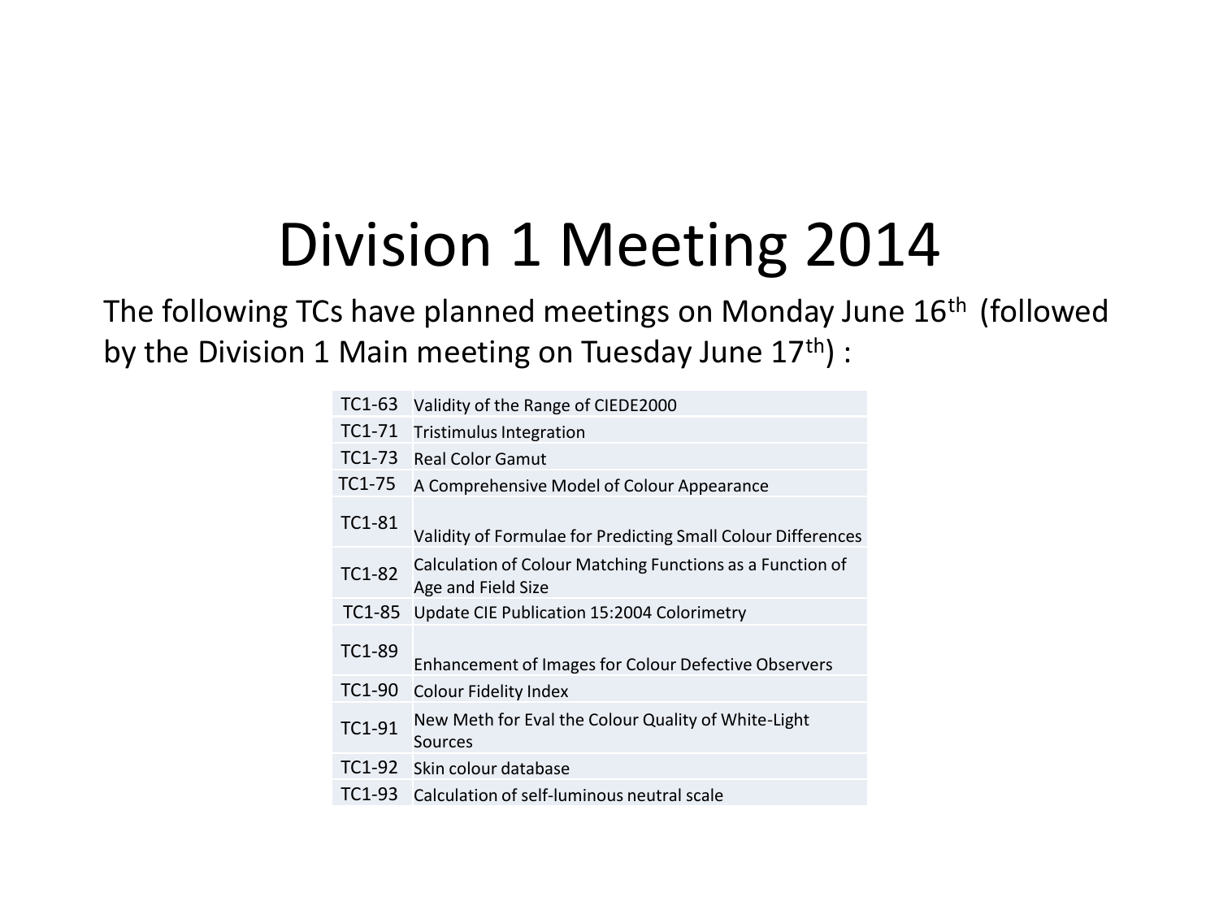# Division 1 Meeting 2014

The following TCs have planned meetings on Monday June 16th (followed by the Division 1 Main meeting on Tuesday June 17th) :

| | |
|---|---|
| TC1-63 | Validity of the Range of CIEDE2000 |
| TC1-71 | Tristimulus Integration |
| TC1-73 | Real Color Gamut |
| TC1-75 | A Comprehensive Model of Colour Appearance |
| TC1-81 | Validity of Formulae for Predicting Small Colour Differences |
| TC1-82 | Calculation of Colour Matching Functions as a Function of Age and Field Size |
| TC1-85 | Update CIE Publication 15:2004 Colorimetry |
| TC1-89 | Enhancement of Images for Colour Defective Observers |
| TC1-90 | Colour Fidelity Index |
| TC1-91 | New Meth for Eval the Colour Quality of White-Light Sources |
| TC1-92 | Skin colour database |
| TC1-93 | Calculation of self-luminous neutral scale |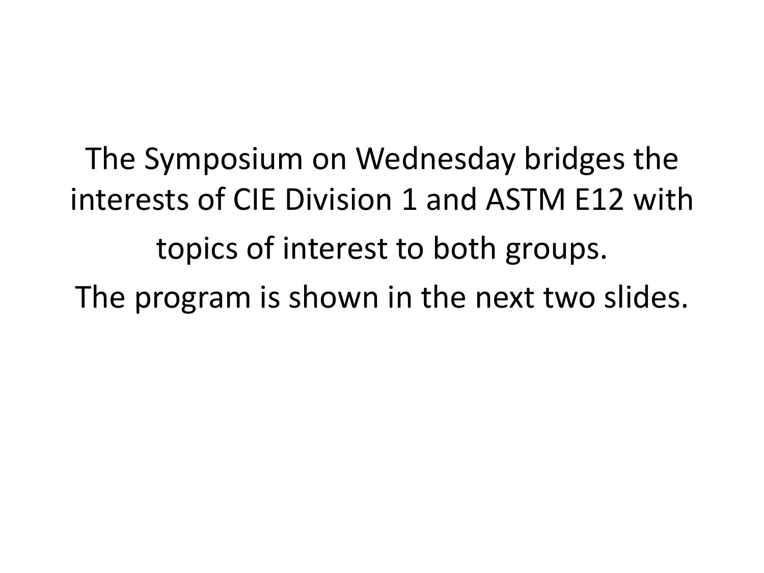The Symposium on Wednesday bridges the interests of CIE Division 1 and ASTM E12 with topics of interest to both groups.

The program is shown in the next two slides.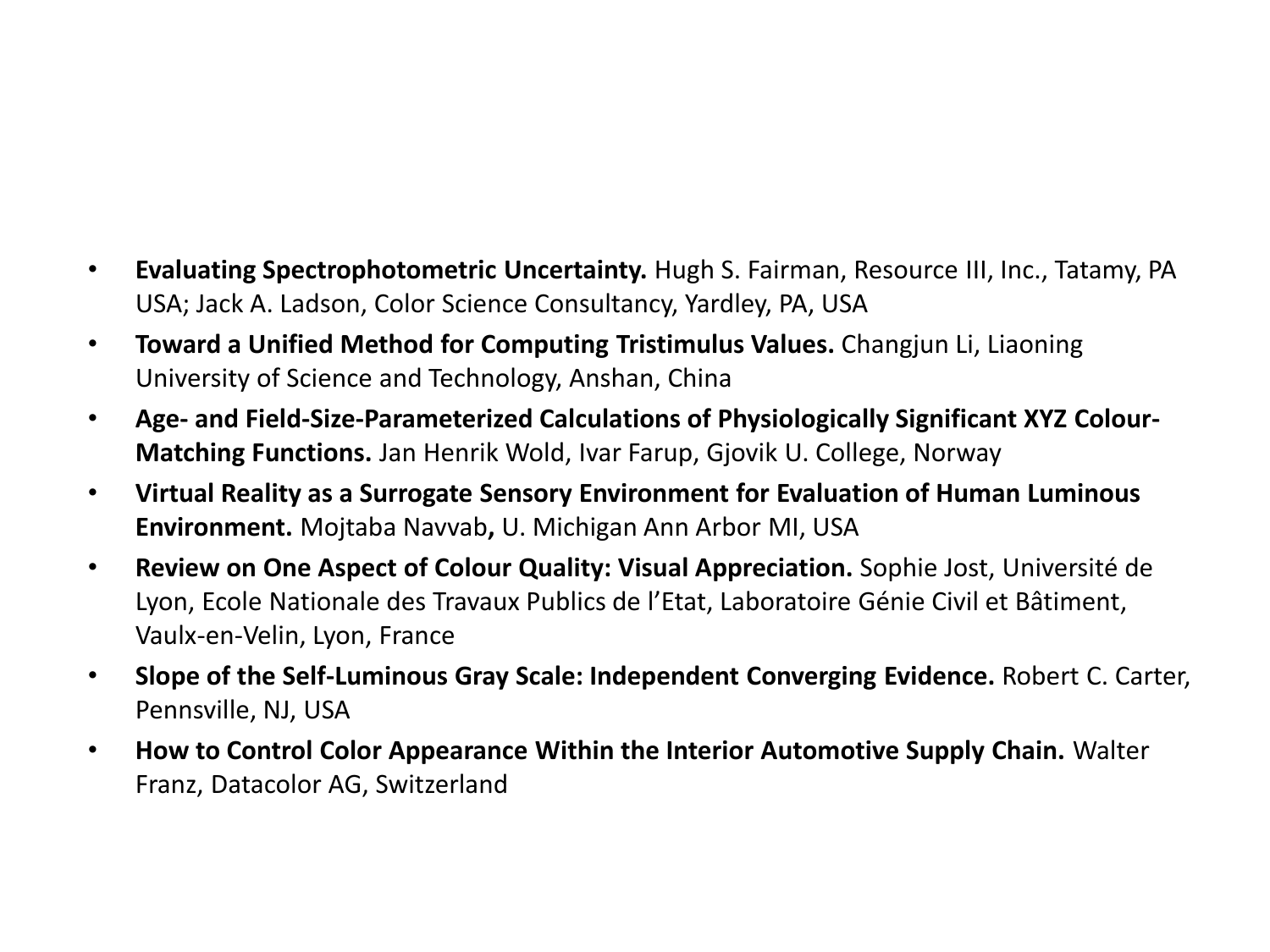- **Evaluating Spectrophotometric Uncertainty.** Hugh S. Fairman, Resource III, Inc., Tatamy, PA USA; Jack A. Ladson, Color Science Consultancy, Yardley, PA, USA
- **Toward a Unified Method for Computing Tristimulus Values.** Changjun Li, Liaoning University of Science and Technology, Anshan, China
- **Age- and Field-Size-Parameterized Calculations of Physiologically Significant XYZ Colour-Matching Functions.** Jan Henrik Wold, Ivar Farup, Gjovik U. College, Norway
- **Virtual Reality as a Surrogate Sensory Environment for Evaluation of Human Luminous Environment.** Mojtaba Navvab**,** U. Michigan Ann Arbor MI, USA
- **Review on One Aspect of Colour Quality: Visual Appreciation.** Sophie Jost, Université de Lyon, Ecole Nationale des Travaux Publics de l'Etat, Laboratoire Génie Civil et Bâtiment, Vaulx-en-Velin, Lyon, France
- **Slope of the Self-Luminous Gray Scale: Independent Converging Evidence.** Robert C. Carter, Pennsville, NJ, USA
- **How to Control Color Appearance Within the Interior Automotive Supply Chain.** Walter Franz, Datacolor AG, Switzerland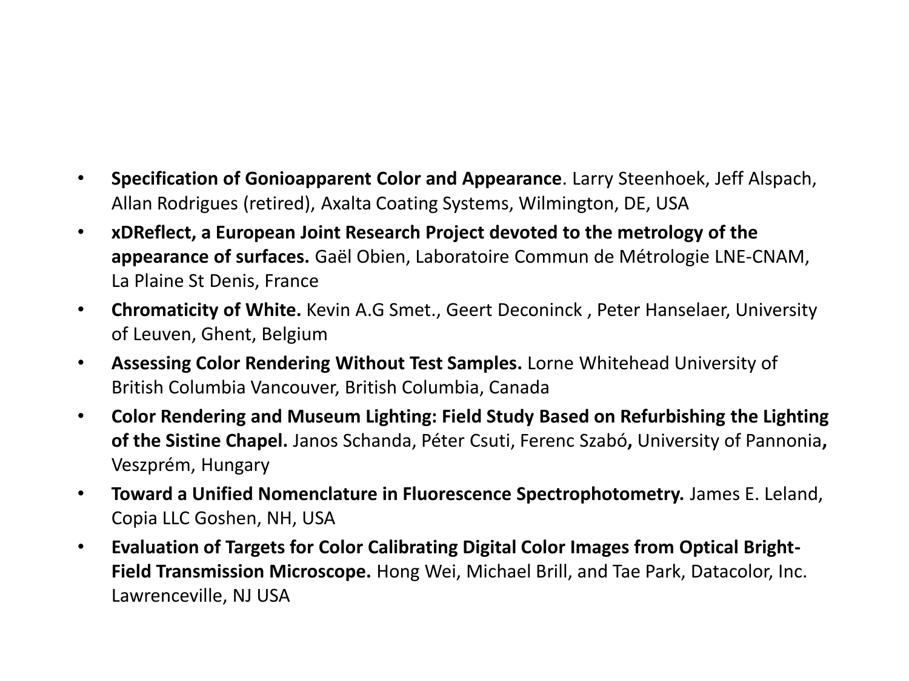- **Specification of Gonioapparent Color and Appearance**. Larry Steenhoek, Jeff Alspach, Allan Rodrigues (retired), Axalta Coating Systems, Wilmington, DE, USA
- **xDReflect, a European Joint Research Project devoted to the metrology of the appearance of surfaces.** Gaël Obien, Laboratoire Commun de Métrologie LNE-CNAM, La Plaine St Denis, France
- **Chromaticity of White.** Kevin A.G Smet., Geert Deconinck , Peter Hanselaer, University of Leuven, Ghent, Belgium
- **Assessing Color Rendering Without Test Samples.** Lorne Whitehead University of British Columbia Vancouver, British Columbia, Canada
- **Color Rendering and Museum Lighting: Field Study Based on Refurbishing the Lighting of the Sistine Chapel.** Janos Schanda, Péter Csuti, Ferenc Szabó**,** University of Pannonia**,** Veszprém, Hungary
- **Toward a Unified Nomenclature in Fluorescence Spectrophotometry.** James E. Leland, Copia LLC Goshen, NH, USA
- **Evaluation of Targets for Color Calibrating Digital Color Images from Optical Bright-Field Transmission Microscope.** Hong Wei, Michael Brill, and Tae Park, Datacolor, Inc. Lawrenceville, NJ USA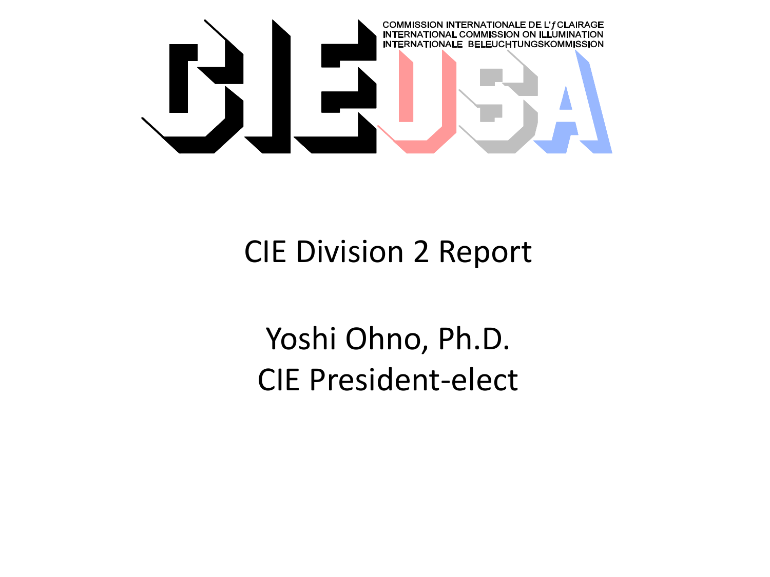COMMISSION INTERNATIONALE DE L'ƒCLAIRAGE
INTERNATIONAL COMMISSION ON ILLUMINATION
INTERNATIONALE BELEUCHTUNGSKOMMISSION

# CIE Division 2 Report

Yoshi Ohno, Ph.D.
CIE President-elect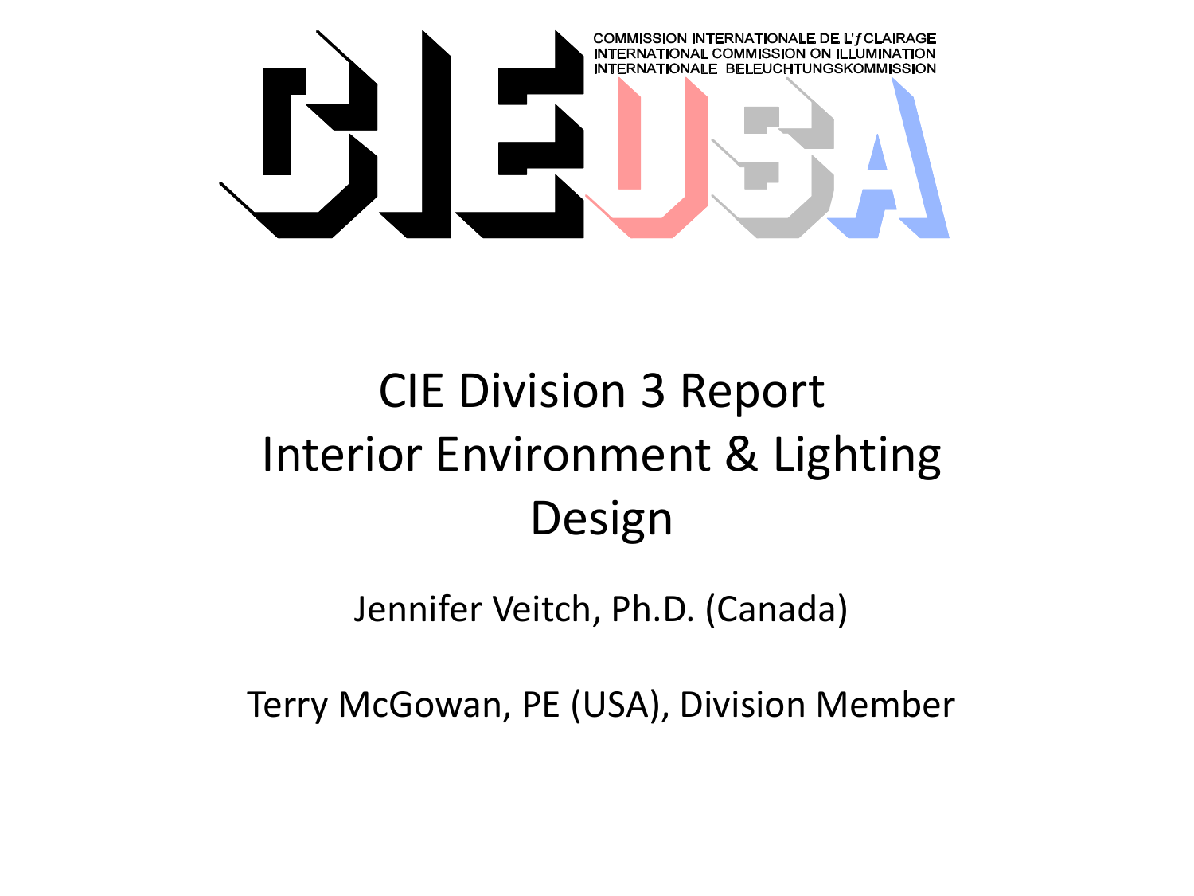COMMISSION INTERNATIONALE DE L'ƒCLAIRAGE
INTERNATIONAL COMMISSION ON ILLUMINATION
INTERNATIONALE BELEUCHTUNGSKOMMISSION

# CIE Division 3 Report
# Interior Environment & Lighting Design

Jennifer Veitch, Ph.D. (Canada)

Terry McGowan, PE (USA), Division Member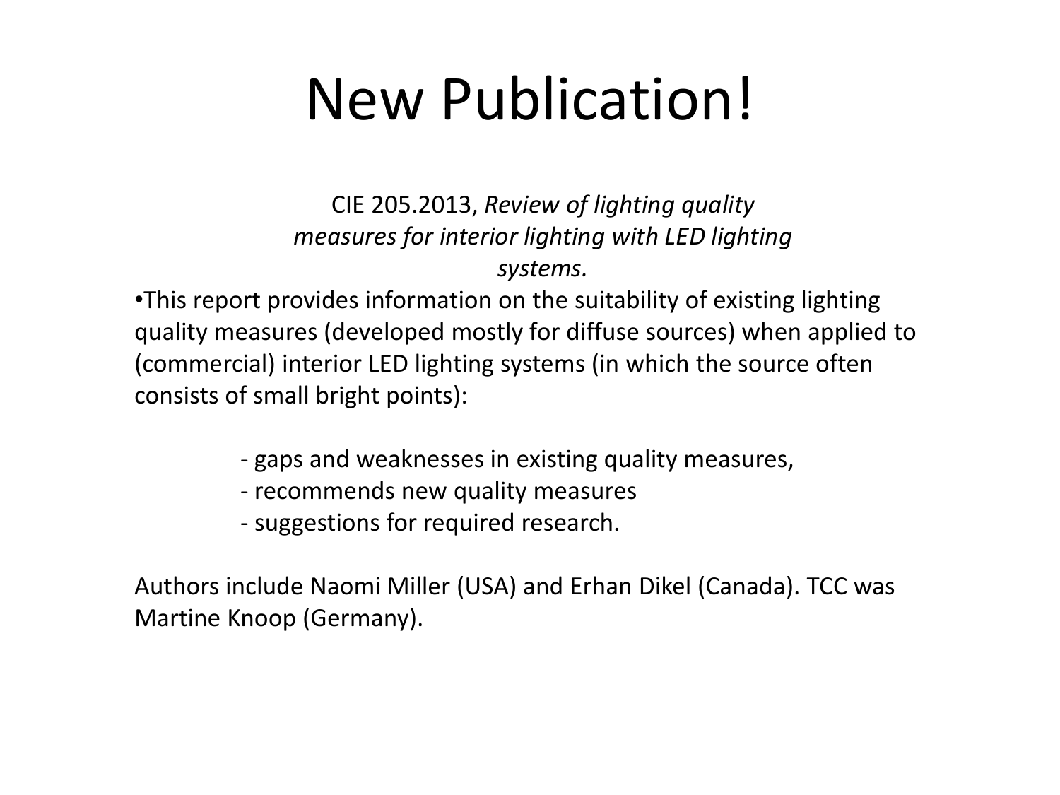# New Publication!

CIE 205.2013, *Review of lighting quality measures for interior lighting with LED lighting systems.*

•This report provides information on the suitability of existing lighting quality measures (developed mostly for diffuse sources) when applied to (commercial) interior LED lighting systems (in which the source often consists of small bright points):

- gaps and weaknesses in existing quality measures,
- recommends new quality measures
- suggestions for required research.

Authors include Naomi Miller (USA) and Erhan Dikel (Canada). TCC was Martine Knoop (Germany).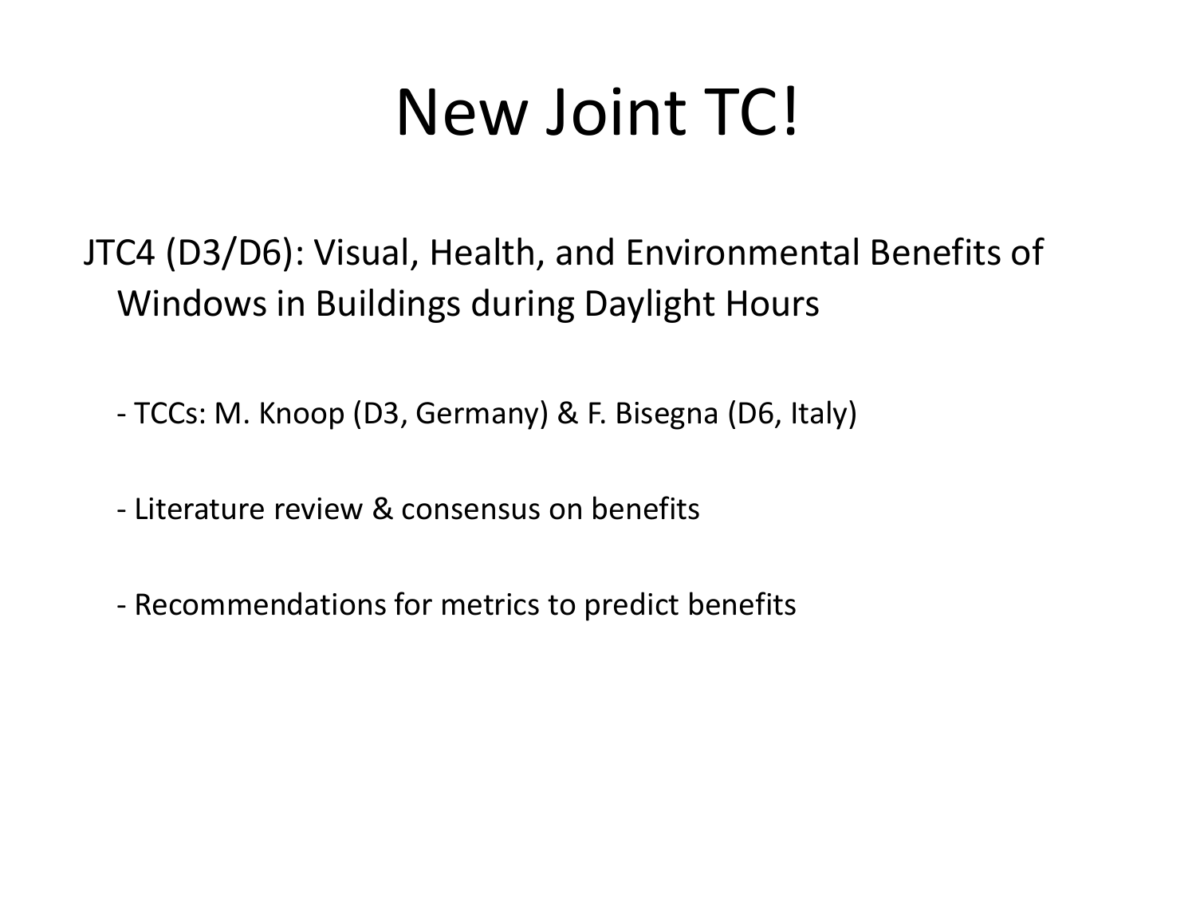# New Joint TC!

JTC4 (D3/D6): Visual, Health, and Environmental Benefits of Windows in Buildings during Daylight Hours

- TCCs: M. Knoop (D3, Germany) & F. Bisegna (D6, Italy)

- Literature review & consensus on benefits

- Recommendations for metrics to predict benefits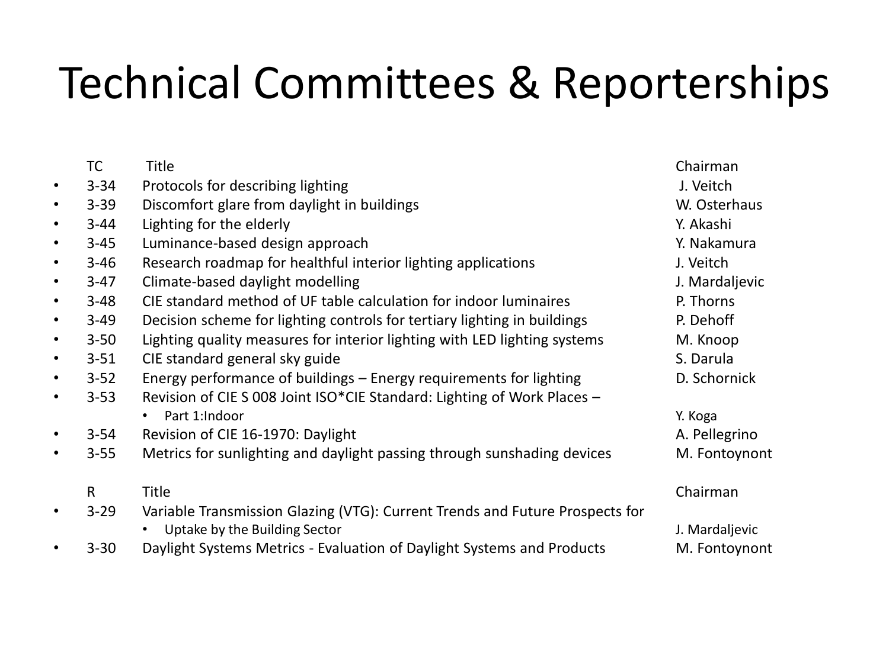# Technical Committees & Reporterships

| TC | Title | Chairman |
|---|---|---|
| 3-34 | Protocols for describing lighting | J. Veitch |
| 3-39 | Discomfort glare from daylight in buildings | W. Osterhaus |
| 3-44 | Lighting for the elderly | Y. Akashi |
| 3-45 | Luminance-based design approach | Y. Nakamura |
| 3-46 | Research roadmap for healthful interior lighting applications | J. Veitch |
| 3-47 | Climate-based daylight modelling | J. Mardaljevic |
| 3-48 | CIE standard method of UF table calculation for indoor luminaires | P. Thorns |
| 3-49 | Decision scheme for lighting controls for tertiary lighting in buildings | P. Dehoff |
| 3-50 | Lighting quality measures for interior lighting with LED lighting systems | M. Knoop |
| 3-51 | CIE standard general sky guide | S. Darula |
| 3-52 | Energy performance of buildings – Energy requirements for lighting | D. Schornick |
| 3-53 | Revision of CIE S 008 Joint ISO*CIE Standard: Lighting of Work Places – Part 1:Indoor | Y. Koga |
| 3-54 | Revision of CIE 16-1970: Daylight | A. Pellegrino |
| 3-55 | Metrics for sunlighting and daylight passing through sunshading devices | M. Fontoynont |

| R | Title | Chairman |
|---|---|---|
| 3-29 | Variable Transmission Glazing (VTG): Current Trends and Future Prospects for Uptake by the Building Sector | J. Mardaljevic |
| 3-30 | Daylight Systems Metrics - Evaluation of Daylight Systems and Products | M. Fontoynont |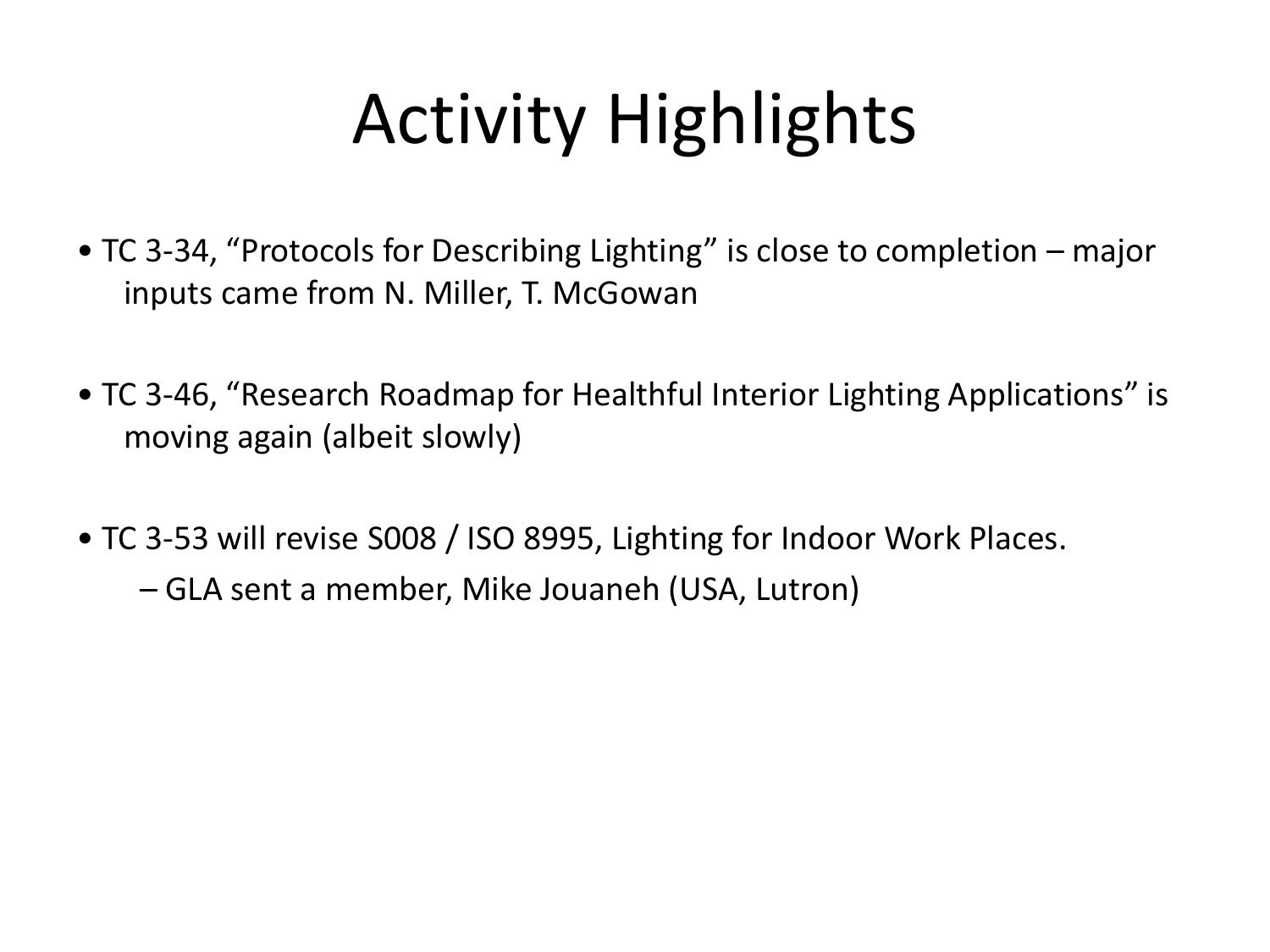# Activity Highlights

- TC 3-34, “Protocols for Describing Lighting” is close to completion – major inputs came from N. Miller, T. McGowan
- TC 3-46, “Research Roadmap for Healthful Interior Lighting Applications” is moving again (albeit slowly)
- TC 3-53 will revise S008 / ISO 8995, Lighting for Indoor Work Places.
  - GLA sent a member, Mike Jouaneh (USA, Lutron)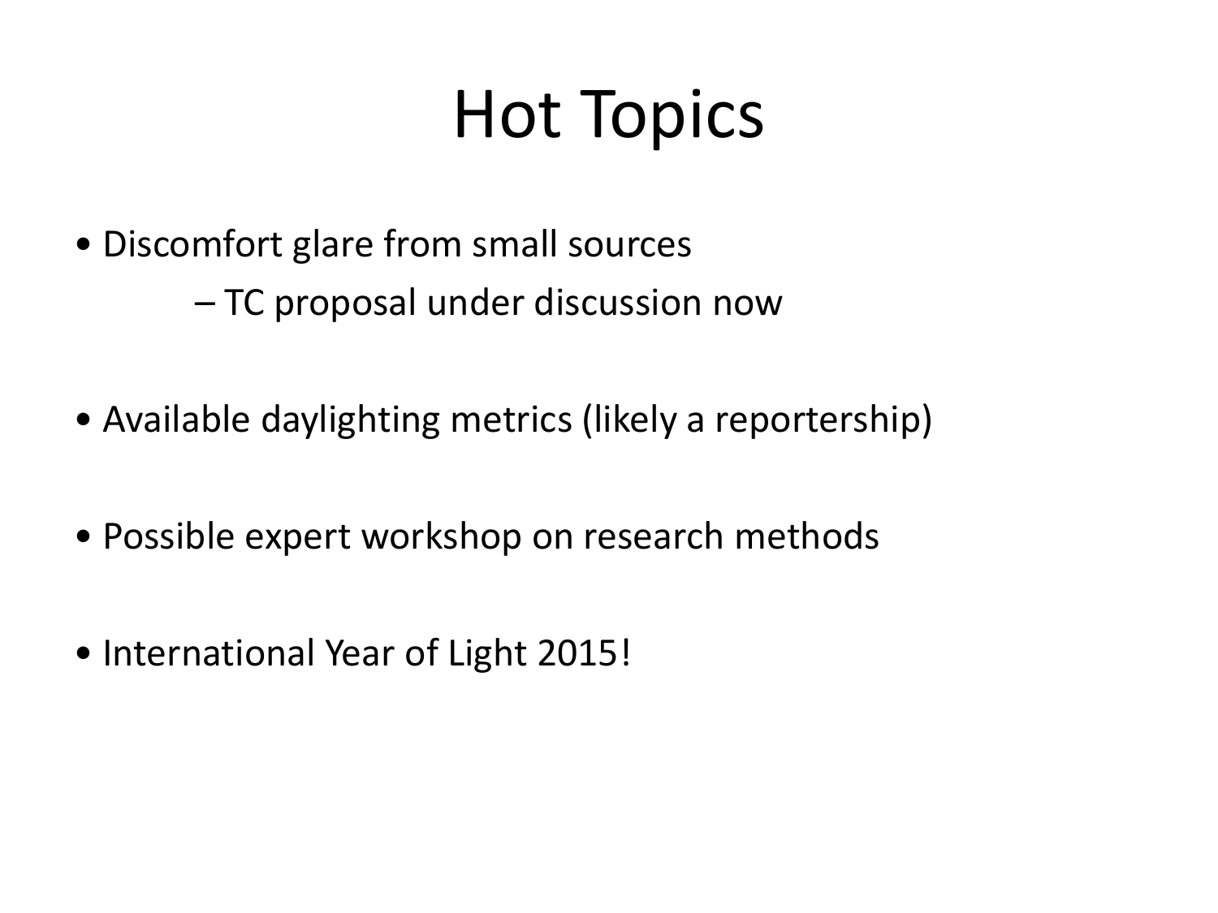# Hot Topics

- Discomfort glare from small sources
  - TC proposal under discussion now
- Available daylighting metrics (likely a reportership)
- Possible expert workshop on research methods
- International Year of Light 2015!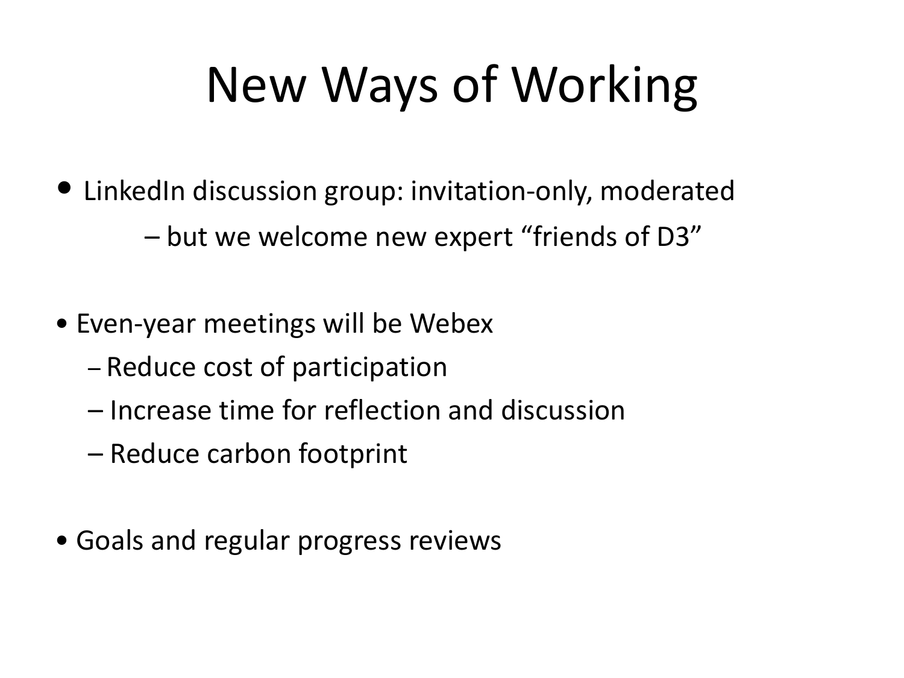# New Ways of Working

- LinkedIn discussion group: invitation-only, moderated
  - but we welcome new expert “friends of D3”

- Even-year meetings will be Webex
  - Reduce cost of participation
  - Increase time for reflection and discussion
  - Reduce carbon footprint

- Goals and regular progress reviews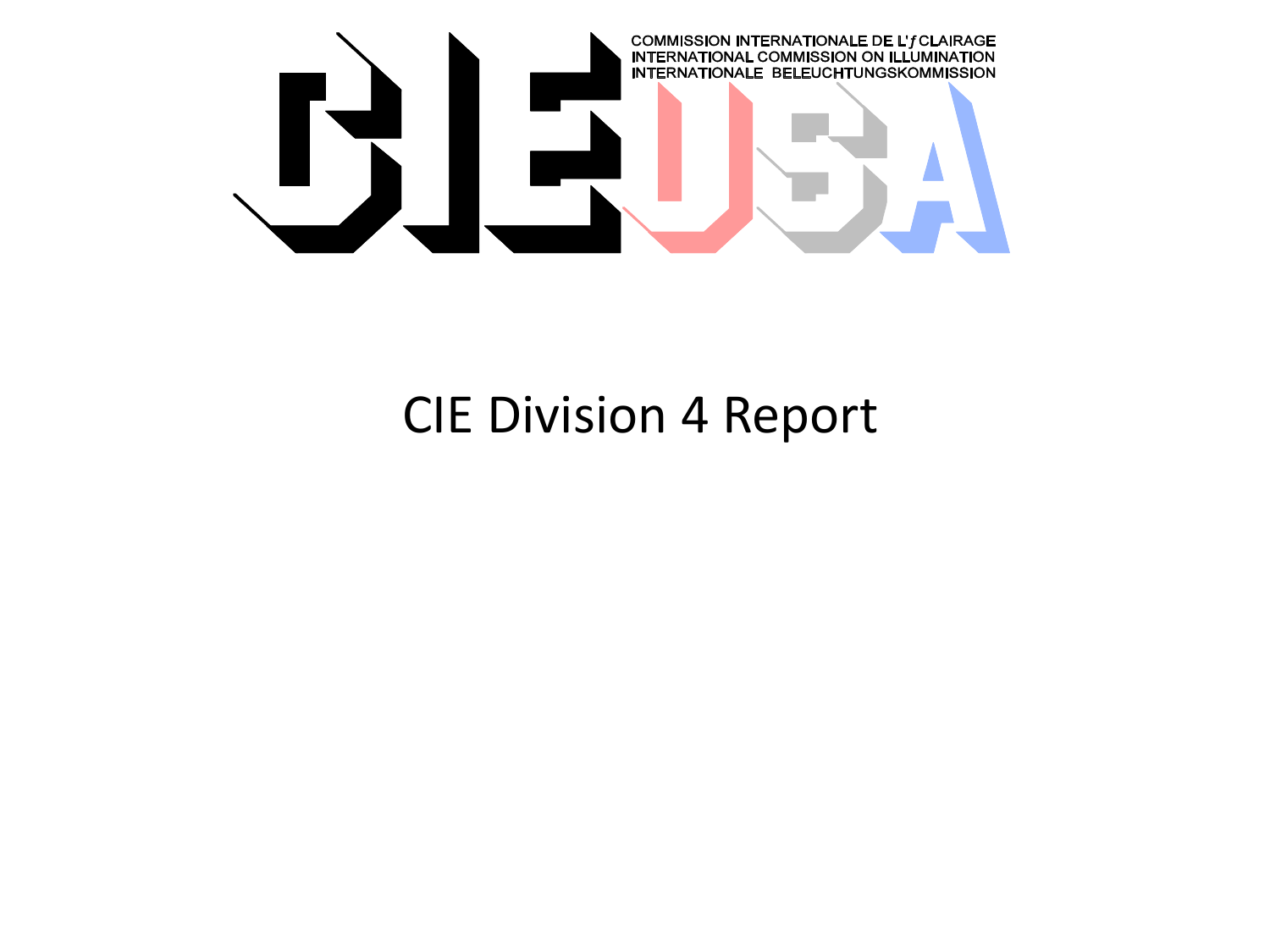COMMISSION INTERNATIONALE DE L'ECLAIRAGE
INTERNATIONAL COMMISSION ON ILLUMINATION
INTERNATIONALE BELEUCHTUNGSKOMMISSION

# CIE Division 4 Report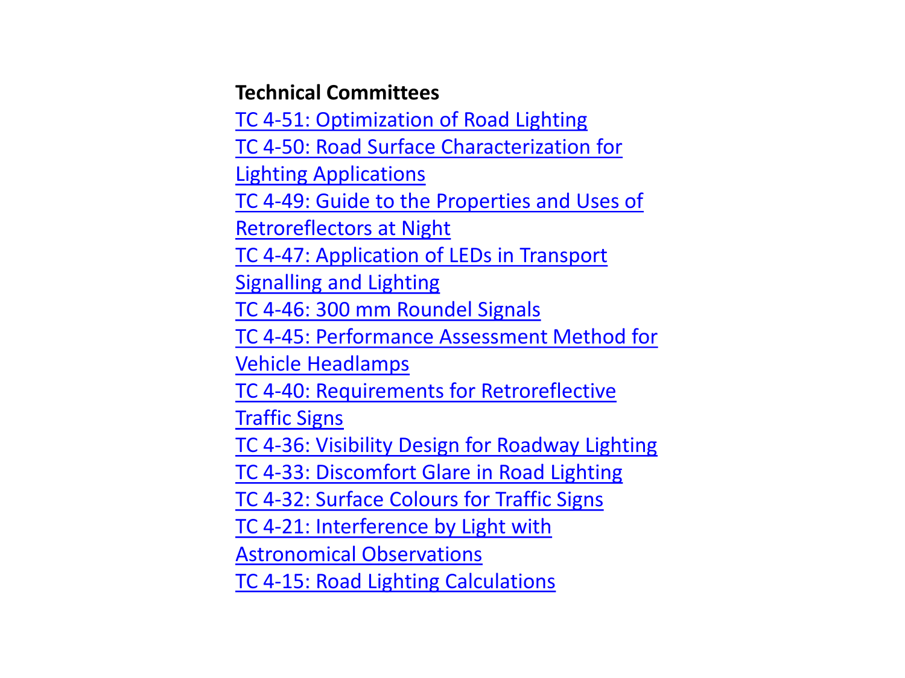**Technical Committees**

TC 4-51: Optimization of Road Lighting
TC 4-50: Road Surface Characterization for Lighting Applications
TC 4-49: Guide to the Properties and Uses of Retroreflectors at Night
TC 4-47: Application of LEDs in Transport Signalling and Lighting
TC 4-46: 300 mm Roundel Signals
TC 4-45: Performance Assessment Method for Vehicle Headlamps
TC 4-40: Requirements for Retroreflective Traffic Signs
TC 4-36: Visibility Design for Roadway Lighting
TC 4-33: Discomfort Glare in Road Lighting
TC 4-32: Surface Colours for Traffic Signs
TC 4-21: Interference by Light with Astronomical Observations
TC 4-15: Road Lighting Calculations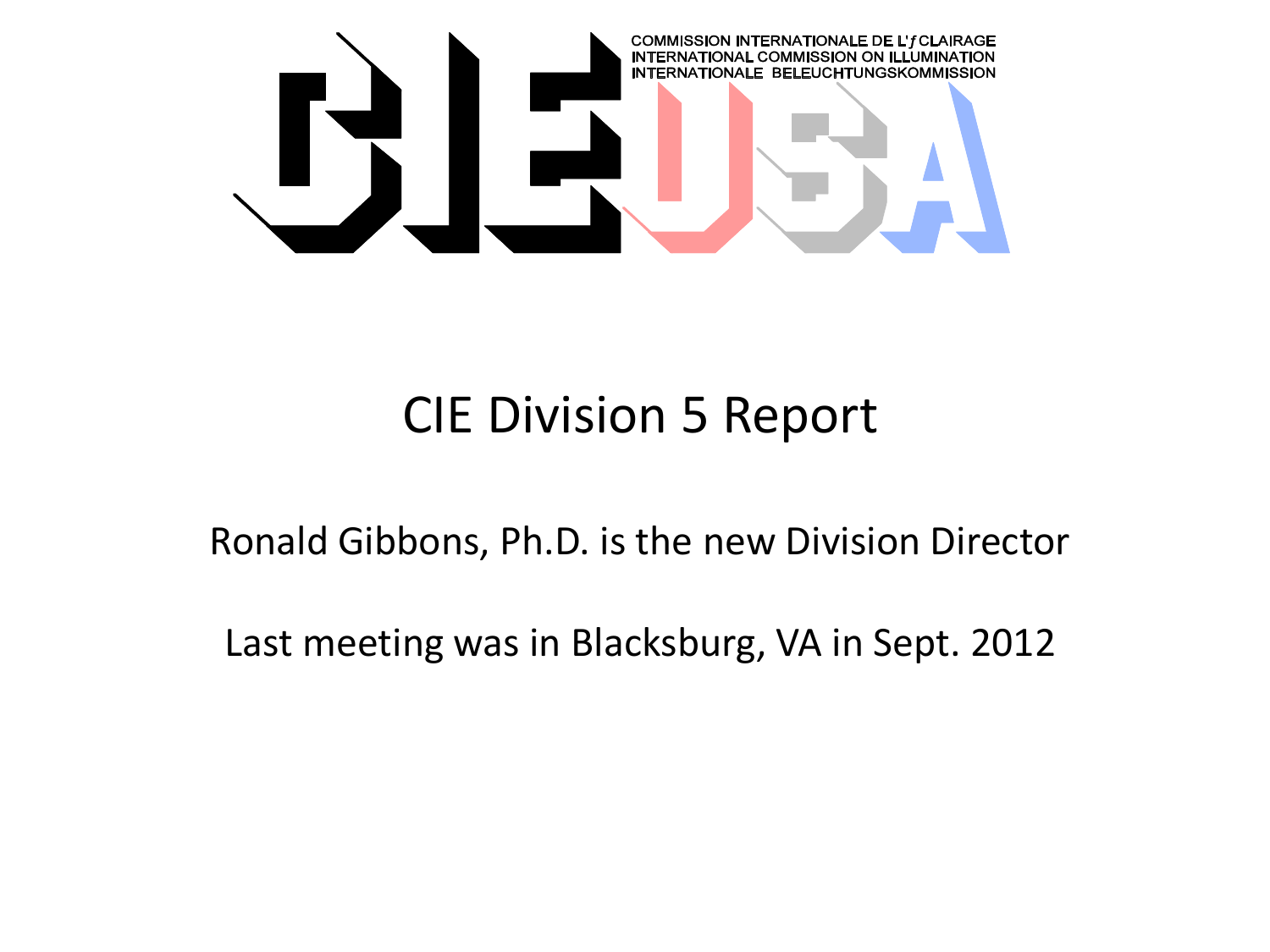COMMISSION INTERNATIONALE DE L'ƒCLAIRAGE
INTERNATIONAL COMMISSION ON ILLUMINATION
INTERNATIONALE BELEUCHTUNGSKOMMISSION

# CIE Division 5 Report

Ronald Gibbons, Ph.D. is the new Division Director

Last meeting was in Blacksburg, VA in Sept. 2012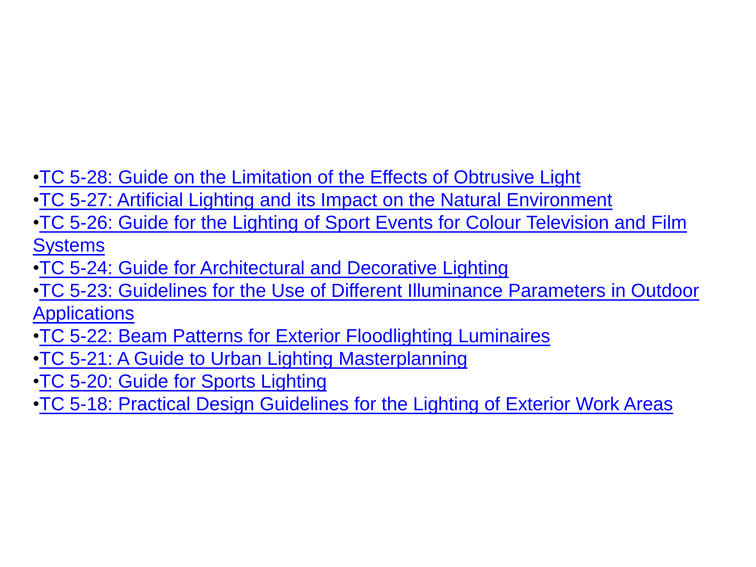- TC 5-28: Guide on the Limitation of the Effects of Obtrusive Light
- TC 5-27: Artificial Lighting and its Impact on the Natural Environment
- TC 5-26: Guide for the Lighting of Sport Events for Colour Television and Film Systems
- TC 5-24: Guide for Architectural and Decorative Lighting
- TC 5-23: Guidelines for the Use of Different Illuminance Parameters in Outdoor Applications
- TC 5-22: Beam Patterns for Exterior Floodlighting Luminaires
- TC 5-21: A Guide to Urban Lighting Masterplanning
- TC 5-20: Guide for Sports Lighting
- TC 5-18: Practical Design Guidelines for the Lighting of Exterior Work Areas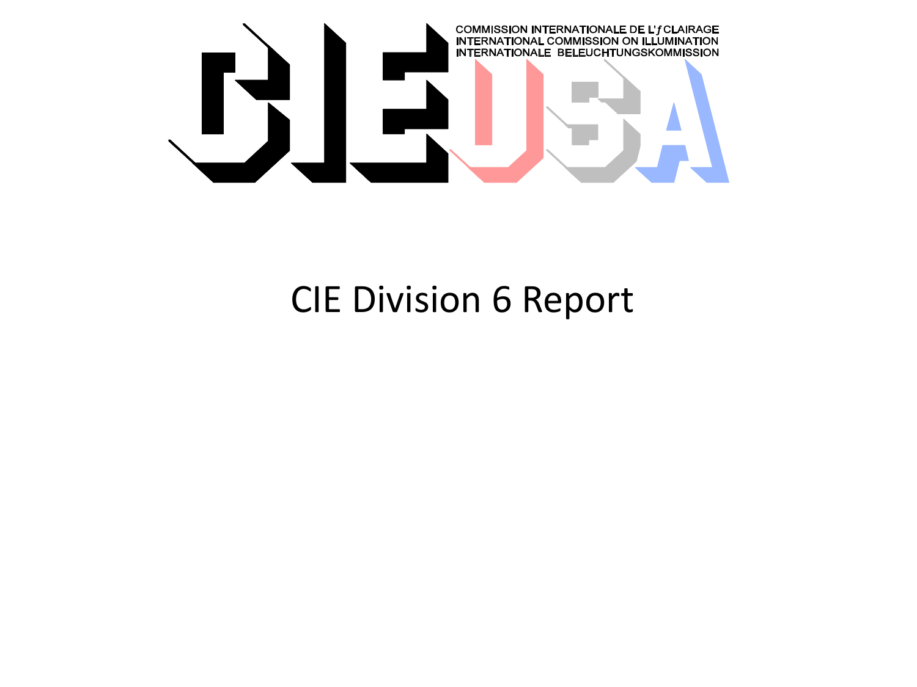COMMISSION INTERNATIONALE DE L'ƒCLAIRAGE
INTERNATIONAL COMMISSION ON ILLUMINATION
INTERNATIONALE BELEUCHTUNGSKOMMISSION

# CIE Division 6 Report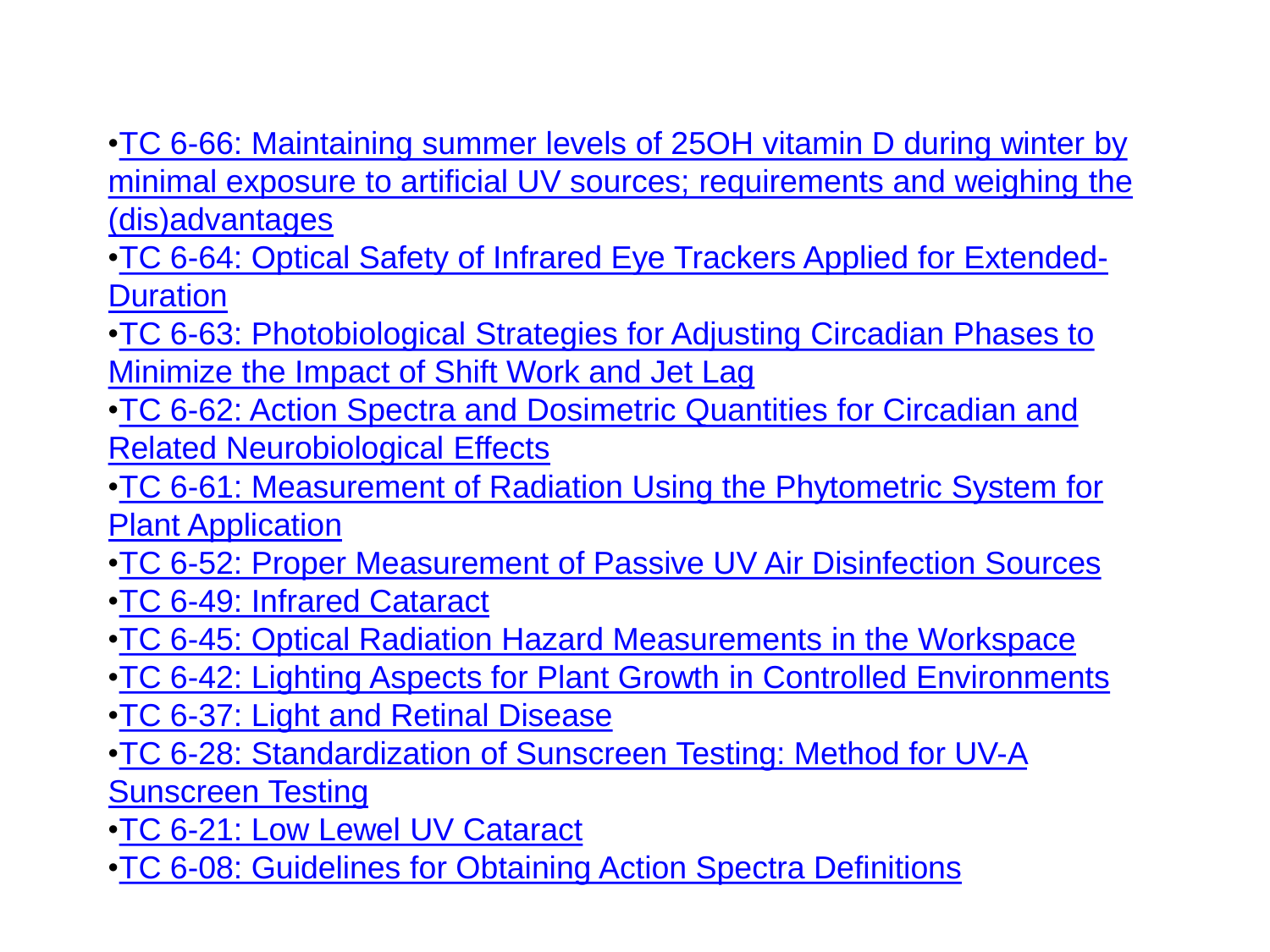- TC 6-66: Maintaining summer levels of 25OH vitamin D during winter by minimal exposure to artificial UV sources; requirements and weighing the (dis)advantages
- TC 6-64: Optical Safety of Infrared Eye Trackers Applied for Extended-Duration
- TC 6-63: Photobiological Strategies for Adjusting Circadian Phases to Minimize the Impact of Shift Work and Jet Lag
- TC 6-62: Action Spectra and Dosimetric Quantities for Circadian and Related Neurobiological Effects
- TC 6-61: Measurement of Radiation Using the Phytometric System for Plant Application
- TC 6-52: Proper Measurement of Passive UV Air Disinfection Sources
- TC 6-49: Infrared Cataract
- TC 6-45: Optical Radiation Hazard Measurements in the Workspace
- TC 6-42: Lighting Aspects for Plant Growth in Controlled Environments
- TC 6-37: Light and Retinal Disease
- TC 6-28: Standardization of Sunscreen Testing: Method for UV-A Sunscreen Testing
- TC 6-21: Low Lewel UV Cataract
- TC 6-08: Guidelines for Obtaining Action Spectra Definitions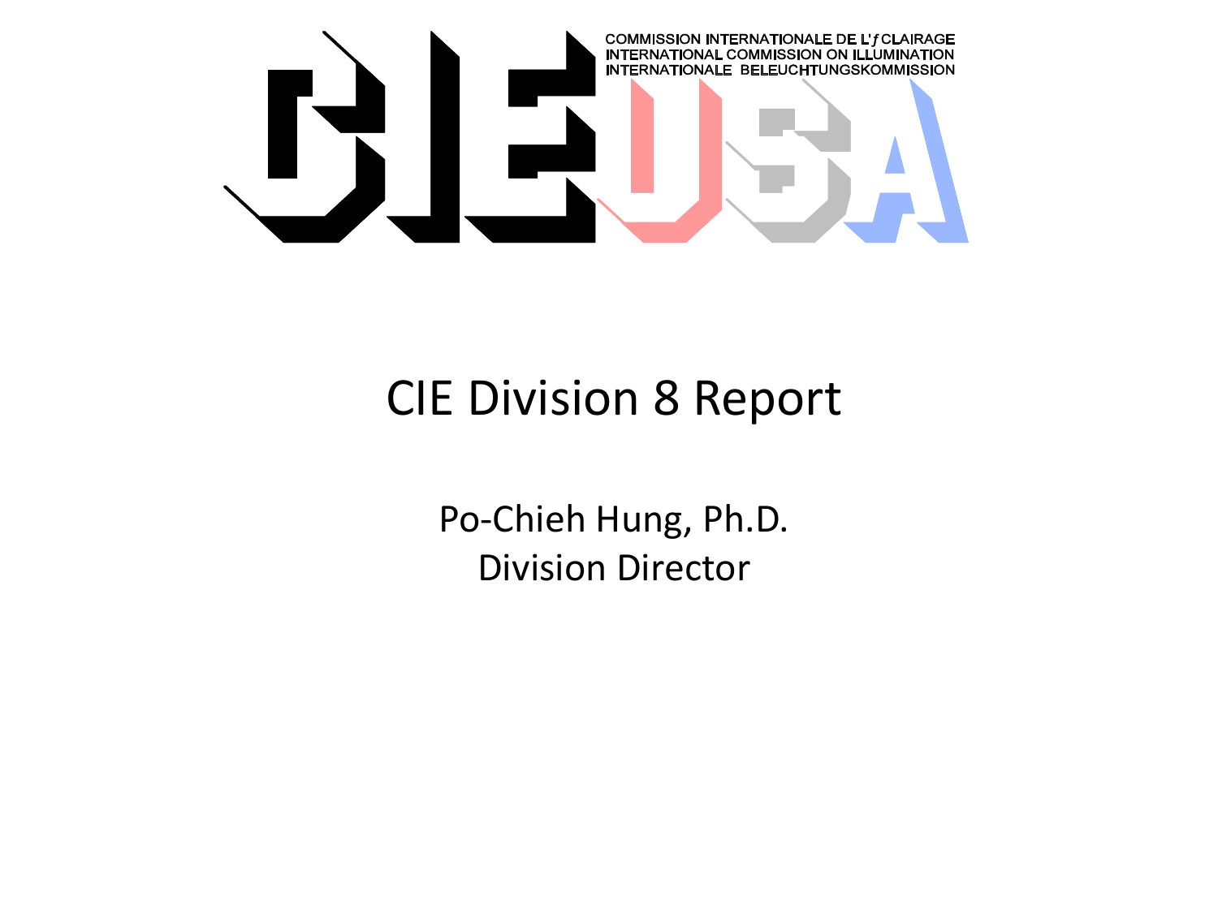COMMISSION INTERNATIONALE DE L'ƒCLAIRAGE
INTERNATIONAL COMMISSION ON ILLUMINATION
INTERNATIONALE BELEUCHTUNGSKOMMISSION

# CIE Division 8 Report

Po-Chieh Hung, Ph.D.
Division Director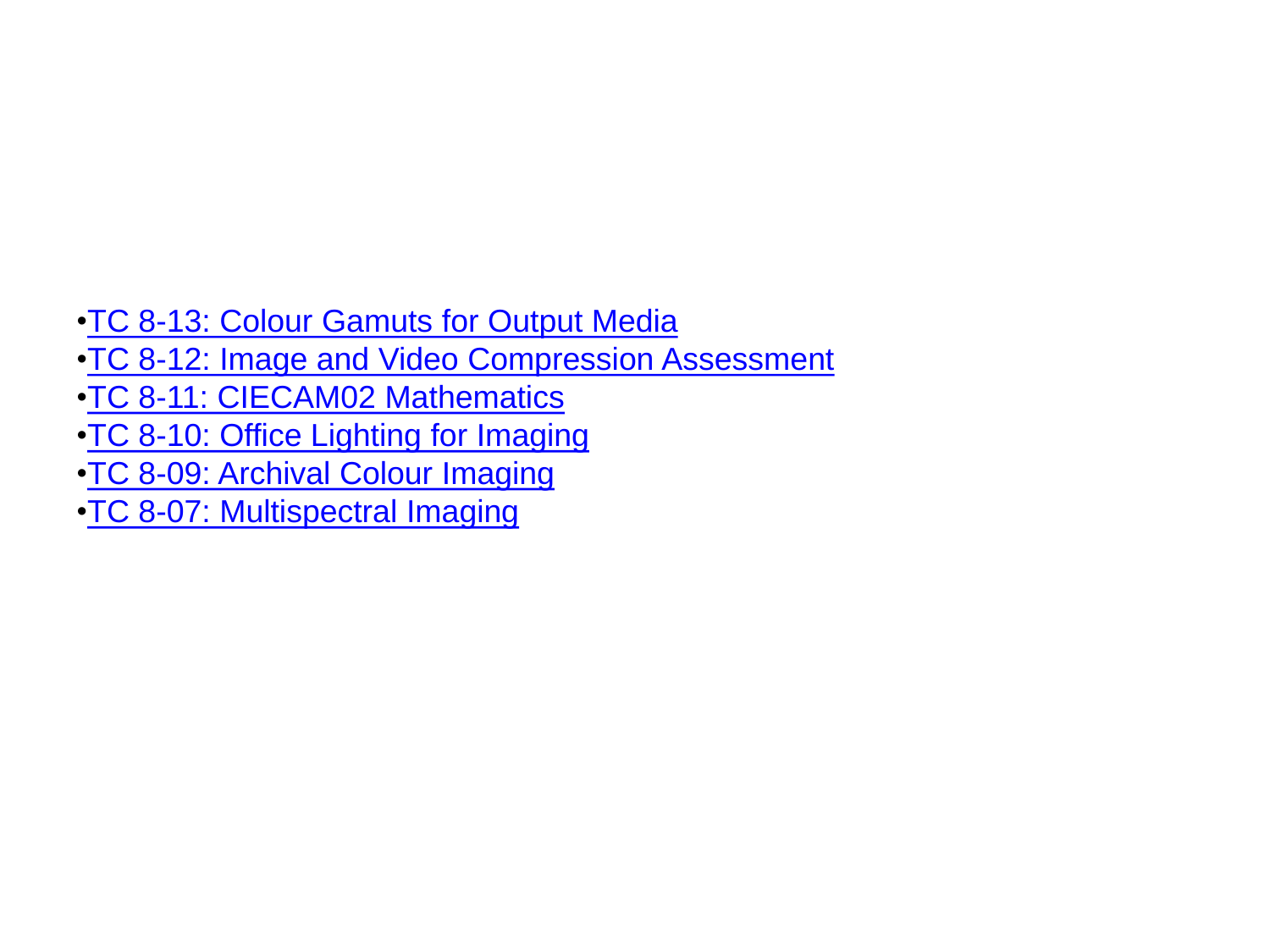- TC 8-13: Colour Gamuts for Output Media
- TC 8-12: Image and Video Compression Assessment
- TC 8-11: CIECAM02 Mathematics
- TC 8-10: Office Lighting for Imaging
- TC 8-09: Archival Colour Imaging
- TC 8-07: Multispectral Imaging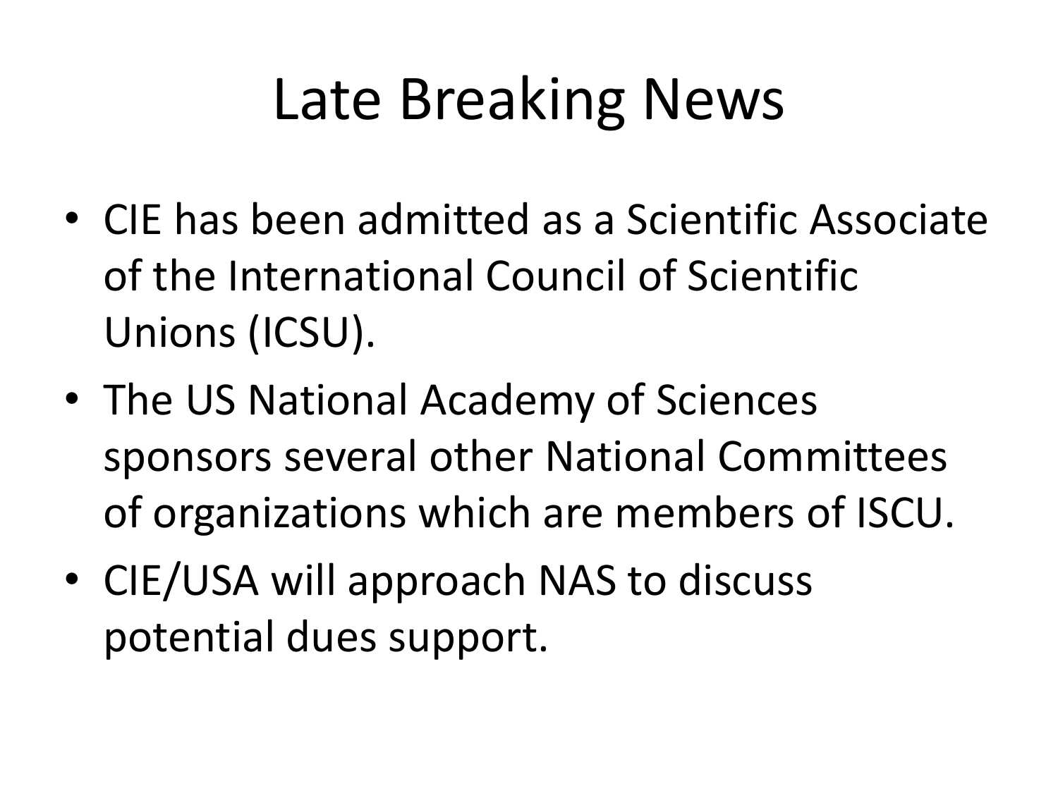# Late Breaking News

- CIE has been admitted as a Scientific Associate of the International Council of Scientific Unions (ICSU).
- The US National Academy of Sciences sponsors several other National Committees of organizations which are members of ISCU.
- CIE/USA will approach NAS to discuss potential dues support.